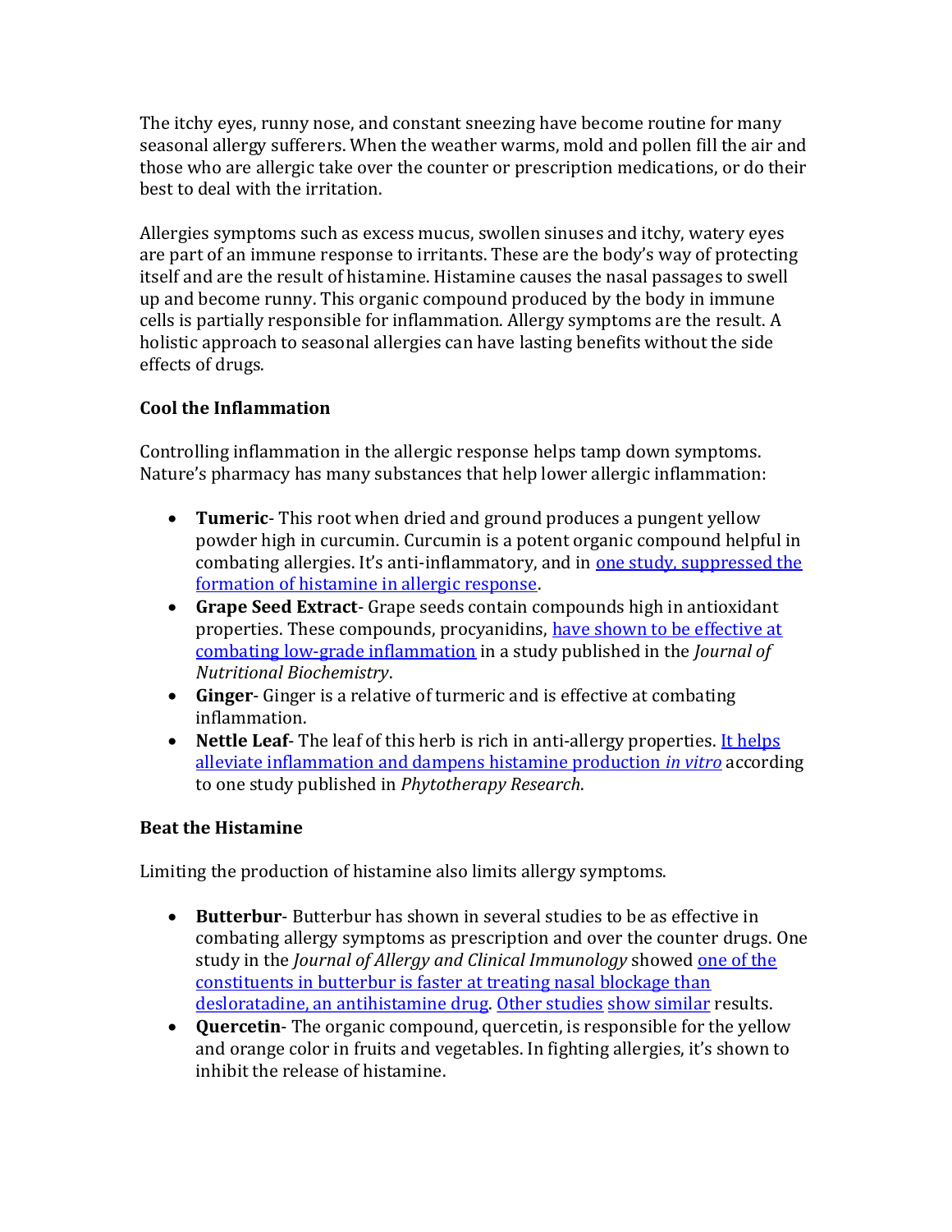The itchy eyes, runny nose, and constant sneezing have become routine for many seasonal allergy sufferers. When the weather warms, mold and pollen fill the air and those who are allergic take over the counter or prescription medications, or do their best to deal with the irritation.

Allergies symptoms such as excess mucus, swollen sinuses and itchy, watery eyes are part of an immune response to irritants. These are the body's way of protecting itself and are the result of histamine. Histamine causes the nasal passages to swell up and become runny. This organic compound produced by the body in immune cells is partially responsible for inflammation. Allergy symptoms are the result. A holistic approach to seasonal allergies can have lasting benefits without the side effects of drugs.

**Cool the Inflammation**

Controlling inflammation in the allergic response helps tamp down symptoms. Nature's pharmacy has many substances that help lower allergic inflammation:

- **Tumeric**- This root when dried and ground produces a pungent yellow powder high in curcumin. Curcumin is a potent organic compound helpful in combating allergies. It's anti-inflammatory, and in one study, suppressed the formation of histamine in allergic response.
- **Grape Seed Extract**- Grape seeds contain compounds high in antioxidant properties. These compounds, procyanidins, have shown to be effective at combating low-grade inflammation in a study published in the *Journal of Nutritional Biochemistry*.
- **Ginger**- Ginger is a relative of turmeric and is effective at combating inflammation.
- **Nettle Leaf**- The leaf of this herb is rich in anti-allergy properties. It helps alleviate inflammation and dampens histamine production *in vitro* according to one study published in *Phytotherapy Research*.

**Beat the Histamine**

Limiting the production of histamine also limits allergy symptoms.

- **Butterbur**- Butterbur has shown in several studies to be as effective in combating allergy symptoms as prescription and over the counter drugs. One study in the *Journal of Allergy and Clinical Immunology* showed one of the constituents in butterbur is faster at treating nasal blockage than desloratadine, an antihistamine drug. Other studies show similar results.
- **Quercetin**- The organic compound, quercetin, is responsible for the yellow and orange color in fruits and vegetables. In fighting allergies, it's shown to inhibit the release of histamine.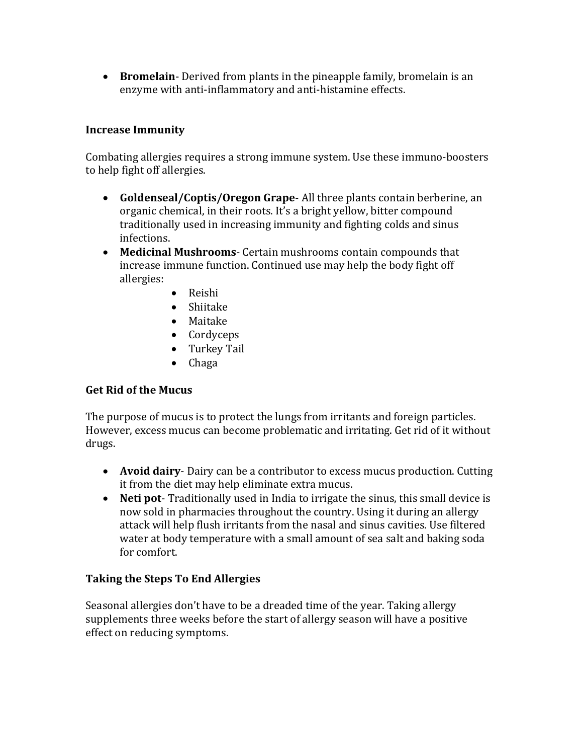- **Bromelain**- Derived from plants in the pineapple family, bromelain is an enzyme with anti-inflammatory and anti-histamine effects.

### Increase Immunity

Combating allergies requires a strong immune system. Use these immuno-boosters to help fight off allergies.

- **Goldenseal/Coptis/Oregon Grape**- All three plants contain berberine, an organic chemical, in their roots. It's a bright yellow, bitter compound traditionally used in increasing immunity and fighting colds and sinus infections.
- **Medicinal Mushrooms**- Certain mushrooms contain compounds that increase immune function. Continued use may help the body fight off allergies:
    - Reishi
    - Shiitake
    - Maitake
    - Cordyceps
    - Turkey Tail
    - Chaga

### Get Rid of the Mucus

The purpose of mucus is to protect the lungs from irritants and foreign particles. However, excess mucus can become problematic and irritating. Get rid of it without drugs.

- **Avoid dairy**- Dairy can be a contributor to excess mucus production. Cutting it from the diet may help eliminate extra mucus.
- **Neti pot**- Traditionally used in India to irrigate the sinus, this small device is now sold in pharmacies throughout the country. Using it during an allergy attack will help flush irritants from the nasal and sinus cavities. Use filtered water at body temperature with a small amount of sea salt and baking soda for comfort.

### Taking the Steps To End Allergies

Seasonal allergies don't have to be a dreaded time of the year. Taking allergy supplements three weeks before the start of allergy season will have a positive effect on reducing symptoms.